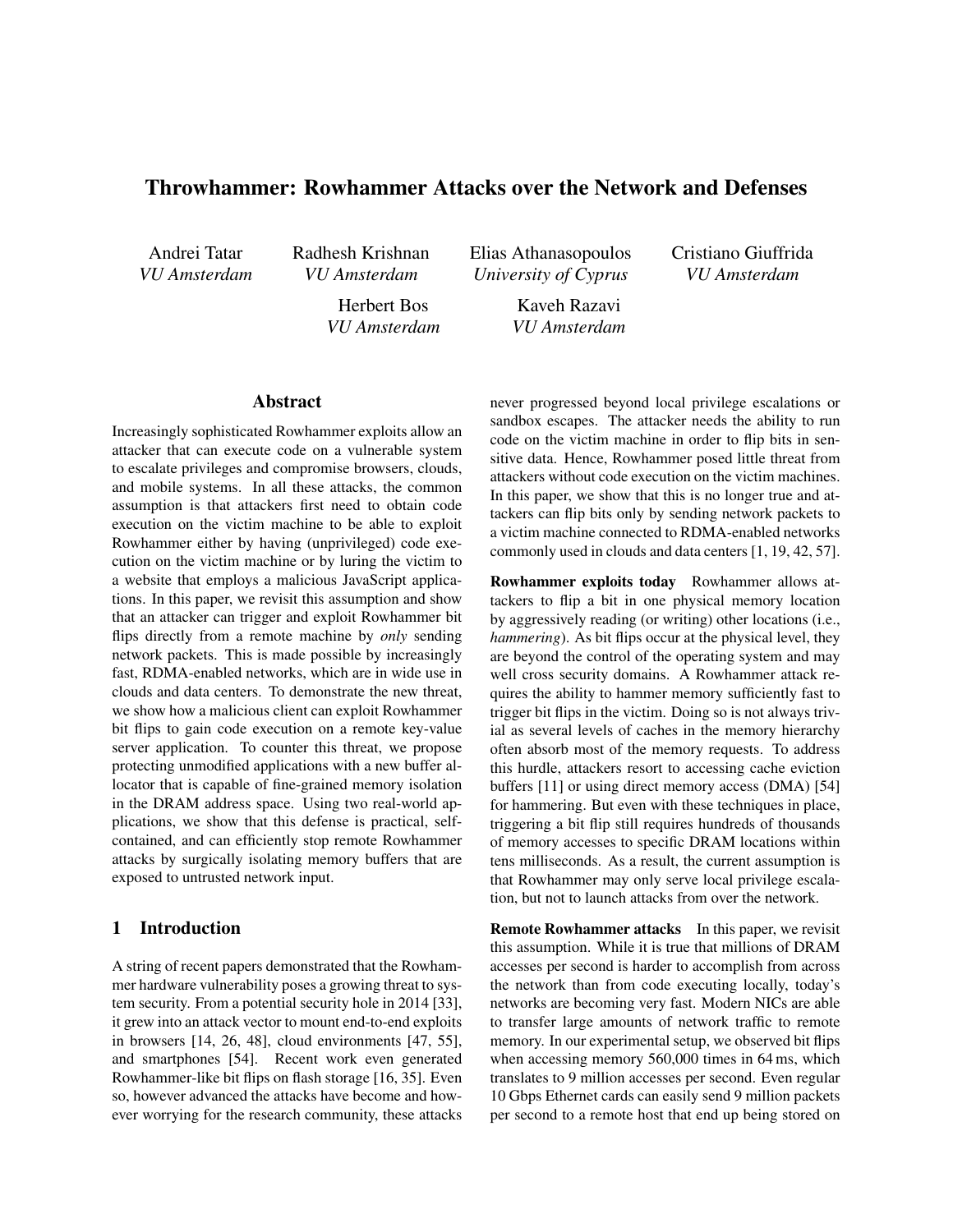# Throwhammer: Rowhammer Attacks over the Network and Defenses

Andrei Tatar
*VU Amsterdam*

Radhesh Krishnan
*VU Amsterdam*

Elias Athanasopoulos
*University of Cyprus*

Cristiano Giuffrida
*VU Amsterdam*

Herbert Bos
*VU Amsterdam*

Kaveh Razavi
*VU Amsterdam*

## Abstract

Increasingly sophisticated Rowhammer exploits allow an attacker that can execute code on a vulnerable system to escalate privileges and compromise browsers, clouds, and mobile systems. In all these attacks, the common assumption is that attackers first need to obtain code execution on the victim machine to be able to exploit Rowhammer either by having (unprivileged) code execution on the victim machine or by luring the victim to a website that employs a malicious JavaScript applications. In this paper, we revisit this assumption and show that an attacker can trigger and exploit Rowhammer bit flips directly from a remote machine by *only* sending network packets. This is made possible by increasingly fast, RDMA-enabled networks, which are in wide use in clouds and data centers. To demonstrate the new threat, we show how a malicious client can exploit Rowhammer bit flips to gain code execution on a remote key-value server application. To counter this threat, we propose protecting unmodified applications with a new buffer allocator that is capable of fine-grained memory isolation in the DRAM address space. Using two real-world applications, we show that this defense is practical, self-contained, and can efficiently stop remote Rowhammer attacks by surgically isolating memory buffers that are exposed to untrusted network input.

## 1 Introduction

A string of recent papers demonstrated that the Rowhammer hardware vulnerability poses a growing threat to system security. From a potential security hole in 2014 [33], it grew into an attack vector to mount end-to-end exploits in browsers [14, 26, 48], cloud environments [47, 55], and smartphones [54]. Recent work even generated Rowhammer-like bit flips on flash storage [16, 35]. Even so, however advanced the attacks have become and however worrying for the research community, these attacks never progressed beyond local privilege escalations or sandbox escapes. The attacker needs the ability to run code on the victim machine in order to flip bits in sensitive data. Hence, Rowhammer posed little threat from attackers without code execution on the victim machines. In this paper, we show that this is no longer true and attackers can flip bits only by sending network packets to a victim machine connected to RDMA-enabled networks commonly used in clouds and data centers [1, 19, 42, 57].

**Rowhammer exploits today** Rowhammer allows attackers to flip a bit in one physical memory location by aggressively reading (or writing) other locations (i.e., *hammering*). As bit flips occur at the physical level, they are beyond the control of the operating system and may well cross security domains. A Rowhammer attack requires the ability to hammer memory sufficiently fast to trigger bit flips in the victim. Doing so is not always trivial as several levels of caches in the memory hierarchy often absorb most of the memory requests. To address this hurdle, attackers resort to accessing cache eviction buffers [11] or using direct memory access (DMA) [54] for hammering. But even with these techniques in place, triggering a bit flip still requires hundreds of thousands of memory accesses to specific DRAM locations within tens milliseconds. As a result, the current assumption is that Rowhammer may only serve local privilege escalation, but not to launch attacks from over the network.

**Remote Rowhammer attacks** In this paper, we revisit this assumption. While it is true that millions of DRAM accesses per second is harder to accomplish from across the network than from code executing locally, today's networks are becoming very fast. Modern NICs are able to transfer large amounts of network traffic to remote memory. In our experimental setup, we observed bit flips when accessing memory 560,000 times in 64 ms, which translates to 9 million accesses per second. Even regular 10 Gbps Ethernet cards can easily send 9 million packets per second to a remote host that end up being stored on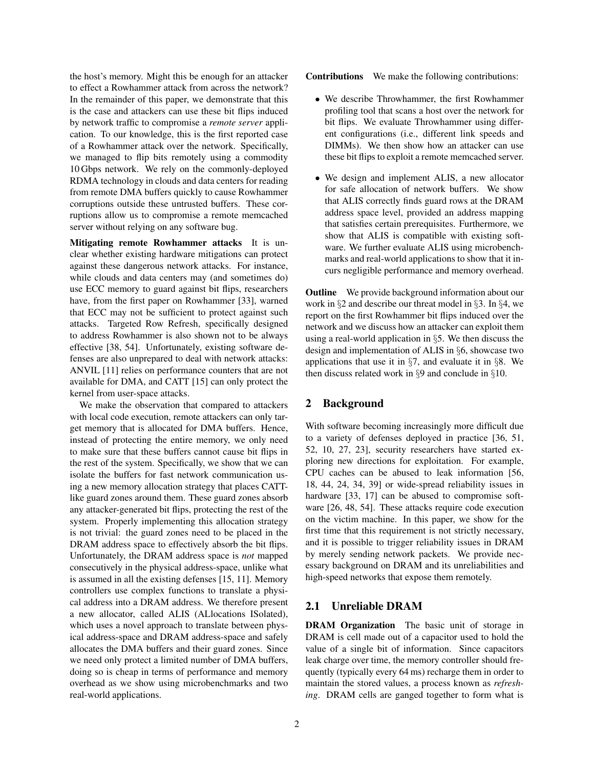the host's memory. Might this be enough for an attacker to effect a Rowhammer attack from across the network? In the remainder of this paper, we demonstrate that this is the case and attackers can use these bit flips induced by network traffic to compromise a *remote server* application. To our knowledge, this is the first reported case of a Rowhammer attack over the network. Specifically, we managed to flip bits remotely using a commodity 10 Gbps network. We rely on the commonly-deployed RDMA technology in clouds and data centers for reading from remote DMA buffers quickly to cause Rowhammer corruptions outside these untrusted buffers. These corruptions allow us to compromise a remote memcached server without relying on any software bug.

**Mitigating remote Rowhammer attacks** It is unclear whether existing hardware mitigations can protect against these dangerous network attacks. For instance, while clouds and data centers may (and sometimes do) use ECC memory to guard against bit flips, researchers have, from the first paper on Rowhammer [33], warned that ECC may not be sufficient to protect against such attacks. Targeted Row Refresh, specifically designed to address Rowhammer is also shown not to be always effective [38, 54]. Unfortunately, existing software defenses are also unprepared to deal with network attacks: ANVIL [11] relies on performance counters that are not available for DMA, and CATT [15] can only protect the kernel from user-space attacks.

We make the observation that compared to attackers with local code execution, remote attackers can only target memory that is allocated for DMA buffers. Hence, instead of protecting the entire memory, we only need to make sure that these buffers cannot cause bit flips in the rest of the system. Specifically, we show that we can isolate the buffers for fast network communication using a new memory allocation strategy that places CATT-like guard zones around them. These guard zones absorb any attacker-generated bit flips, protecting the rest of the system. Properly implementing this allocation strategy is not trivial: the guard zones need to be placed in the DRAM address space to effectively absorb the bit flips. Unfortunately, the DRAM address space is *not* mapped consecutively in the physical address-space, unlike what is assumed in all the existing defenses [15, 11]. Memory controllers use complex functions to translate a physical address into a DRAM address. We therefore present a new allocator, called ALIS (ALlocations ISolated), which uses a novel approach to translate between physical address-space and DRAM address-space and safely allocates the DMA buffers and their guard zones. Since we need only protect a limited number of DMA buffers, doing so is cheap in terms of performance and memory overhead as we show using microbenchmarks and two real-world applications.

**Contributions** We make the following contributions:

- We describe Throwhammer, the first Rowhammer profiling tool that scans a host over the network for bit flips. We evaluate Throwhammer using different configurations (i.e., different link speeds and DIMMs). We then show how an attacker can use these bit flips to exploit a remote memcached server.
- We design and implement ALIS, a new allocator for safe allocation of network buffers. We show that ALIS correctly finds guard rows at the DRAM address space level, provided an address mapping that satisfies certain prerequisites. Furthermore, we show that ALIS is compatible with existing software. We further evaluate ALIS using microbenchmarks and real-world applications to show that it incurs negligible performance and memory overhead.

**Outline** We provide background information about our work in §2 and describe our threat model in §3. In §4, we report on the first Rowhammer bit flips induced over the network and we discuss how an attacker can exploit them using a real-world application in §5. We then discuss the design and implementation of ALIS in §6, showcase two applications that use it in §7, and evaluate it in §8. We then discuss related work in §9 and conclude in §10.

## 2 Background

With software becoming increasingly more difficult due to a variety of defenses deployed in practice [36, 51, 52, 10, 27, 23], security researchers have started exploring new directions for exploitation. For example, CPU caches can be abused to leak information [56, 18, 44, 24, 34, 39] or wide-spread reliability issues in hardware [33, 17] can be abused to compromise software [26, 48, 54]. These attacks require code execution on the victim machine. In this paper, we show for the first time that this requirement is not strictly necessary, and it is possible to trigger reliability issues in DRAM by merely sending network packets. We provide necessary background on DRAM and its unreliabilities and high-speed networks that expose them remotely.

### 2.1 Unreliable DRAM

**DRAM Organization** The basic unit of storage in DRAM is cell made out of a capacitor used to hold the value of a single bit of information. Since capacitors leak charge over time, the memory controller should frequently (typically every 64 ms) recharge them in order to maintain the stored values, a process known as *refreshing*. DRAM cells are ganged together to form what is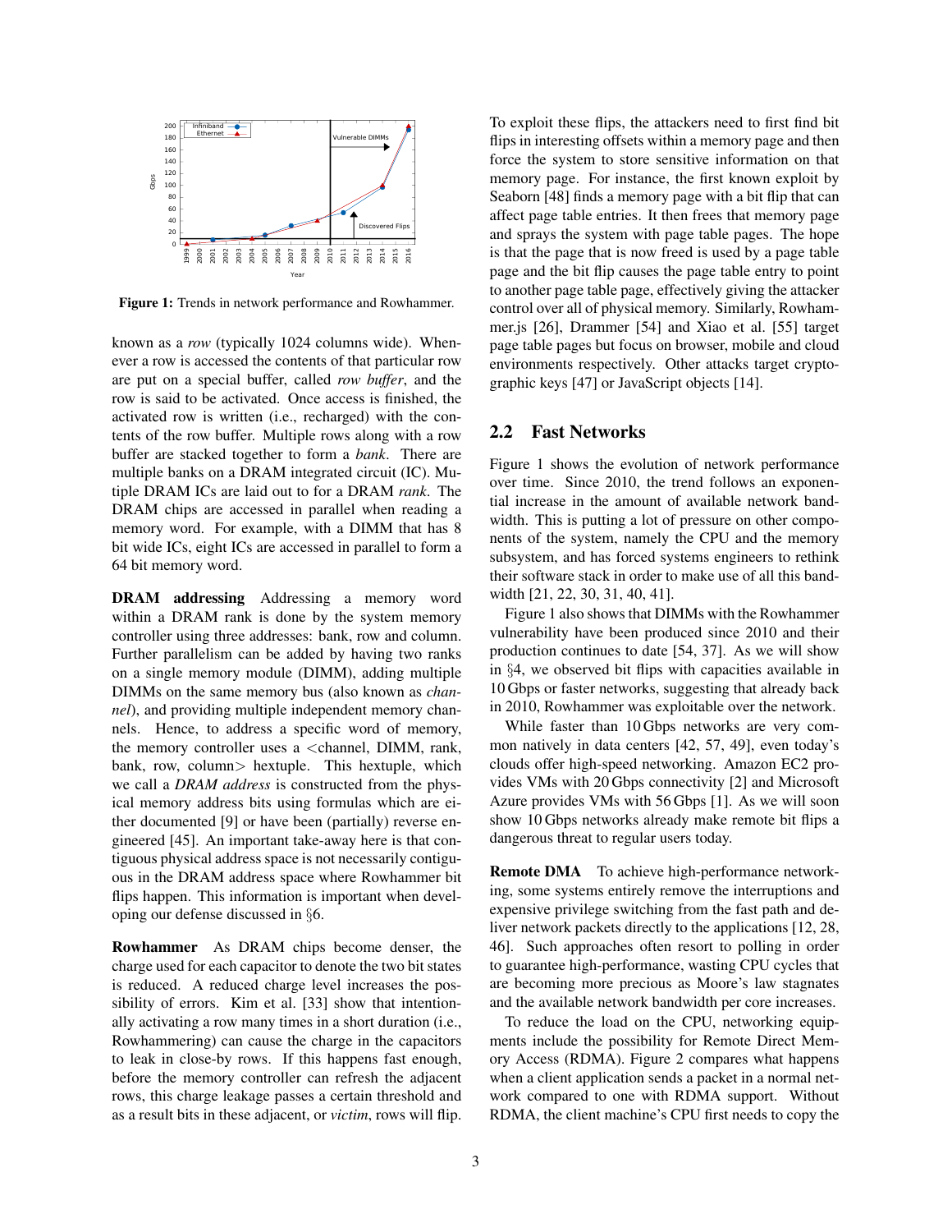Figure 1: Trends in network performance and Rowhammer.

known as a *row* (typically 1024 columns wide). Whenever a row is accessed the contents of that particular row are put on a special buffer, called *row buffer*, and the row is said to be activated. Once access is finished, the activated row is written (i.e., recharged) with the contents of the row buffer. Multiple rows along with a row buffer are stacked together to form a *bank*. There are multiple banks on a DRAM integrated circuit (IC). Mutiple DRAM ICs are laid out to for a DRAM *rank*. The DRAM chips are accessed in parallel when reading a memory word. For example, with a DIMM that has 8 bit wide ICs, eight ICs are accessed in parallel to form a 64 bit memory word.

**DRAM addressing** Addressing a memory word within a DRAM rank is done by the system memory controller using three addresses: bank, row and column. Further parallelism can be added by having two ranks on a single memory module (DIMM), adding multiple DIMMs on the same memory bus (also known as *channel*), and providing multiple independent memory channels. Hence, to address a specific word of memory, the memory controller uses a <channel, DIMM, rank, bank, row, column> hextuple. This hextuple, which we call a *DRAM address* is constructed from the physical memory address bits using formulas which are either documented [9] or have been (partially) reverse engineered [45]. An important take-away here is that contiguous physical address space is not necessarily contiguous in the DRAM address space where Rowhammer bit flips happen. This information is important when developing our defense discussed in §6.

**Rowhammer** As DRAM chips become denser, the charge used for each capacitor to denote the two bit states is reduced. A reduced charge level increases the possibility of errors. Kim et al. [33] show that intentionally activating a row many times in a short duration (i.e., Rowhammering) can cause the charge in the capacitors to leak in close-by rows. If this happens fast enough, before the memory controller can refresh the adjacent rows, this charge leakage passes a certain threshold and as a result bits in these adjacent, or *victim*, rows will flip.

To exploit these flips, the attackers need to first find bit flips in interesting offsets within a memory page and then force the system to store sensitive information on that memory page. For instance, the first known exploit by Seaborn [48] finds a memory page with a bit flip that can affect page table entries. It then frees that memory page and sprays the system with page table pages. The hope is that the page that is now freed is used by a page table page and the bit flip causes the page table entry to point to another page table page, effectively giving the attacker control over all of physical memory. Similarly, Rowhammer.js [26], Drammer [54] and Xiao et al. [55] target page table pages but focus on browser, mobile and cloud environments respectively. Other attacks target cryptographic keys [47] or JavaScript objects [14].

## 2.2 Fast Networks

Figure 1 shows the evolution of network performance over time. Since 2010, the trend follows an exponential increase in the amount of available network bandwidth. This is putting a lot of pressure on other components of the system, namely the CPU and the memory subsystem, and has forced systems engineers to rethink their software stack in order to make use of all this bandwidth [21, 22, 30, 31, 40, 41].

Figure 1 also shows that DIMMs with the Rowhammer vulnerability have been produced since 2010 and their production continues to date [54, 37]. As we will show in §4, we observed bit flips with capacities available in 10 Gbps or faster networks, suggesting that already back in 2010, Rowhammer was exploitable over the network.

While faster than 10 Gbps networks are very common natively in data centers [42, 57, 49], even today's clouds offer high-speed networking. Amazon EC2 provides VMs with 20 Gbps connectivity [2] and Microsoft Azure provides VMs with 56 Gbps [1]. As we will soon show 10 Gbps networks already make remote bit flips a dangerous threat to regular users today.

**Remote DMA** To achieve high-performance networking, some systems entirely remove the interruptions and expensive privilege switching from the fast path and deliver network packets directly to the applications [12, 28, 46]. Such approaches often resort to polling in order to guarantee high-performance, wasting CPU cycles that are becoming more precious as Moore's law stagnates and the available network bandwidth per core increases.

To reduce the load on the CPU, networking equipments include the possibility for Remote Direct Memory Access (RDMA). Figure 2 compares what happens when a client application sends a packet in a normal network compared to one with RDMA support. Without RDMA, the client machine's CPU first needs to copy the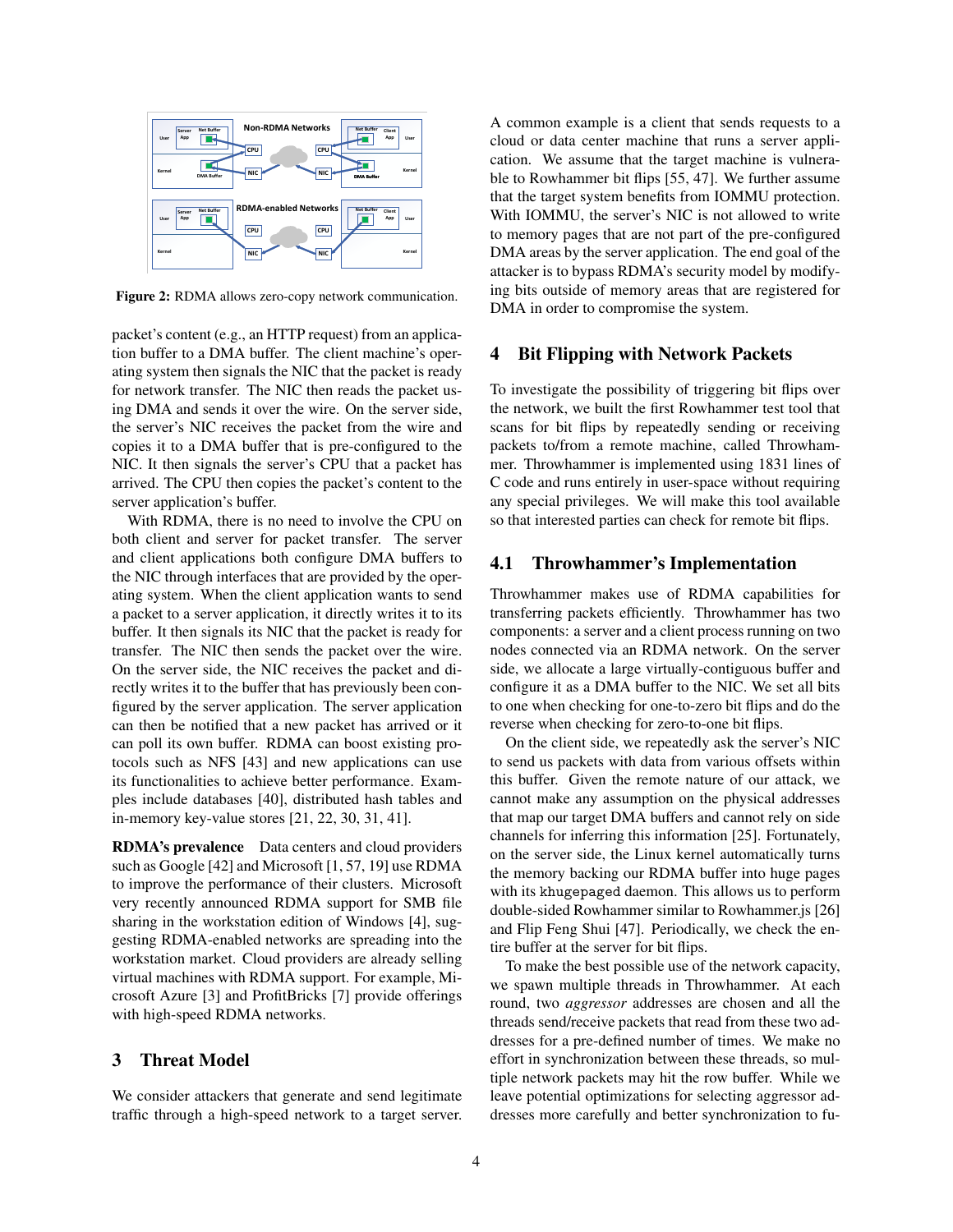Figure 2: RDMA allows zero-copy network communication.

packet's content (e.g., an HTTP request) from an application buffer to a DMA buffer. The client machine's operating system then signals the NIC that the packet is ready for network transfer. The NIC then reads the packet using DMA and sends it over the wire. On the server side, the server's NIC receives the packet from the wire and copies it to a DMA buffer that is pre-configured to the NIC. It then signals the server's CPU that a packet has arrived. The CPU then copies the packet's content to the server application's buffer.

With RDMA, there is no need to involve the CPU on both client and server for packet transfer. The server and client applications both configure DMA buffers to the NIC through interfaces that are provided by the operating system. When the client application wants to send a packet to a server application, it directly writes it to its buffer. It then signals its NIC that the packet is ready for transfer. The NIC then sends the packet over the wire. On the server side, the NIC receives the packet and directly writes it to the buffer that has previously been configured by the server application. The server application can then be notified that a new packet has arrived or it can poll its own buffer. RDMA can boost existing protocols such as NFS [43] and new applications can use its functionalities to achieve better performance. Examples include databases [40], distributed hash tables and in-memory key-value stores [21, 22, 30, 31, 41].

**RDMA's prevalence** Data centers and cloud providers such as Google [42] and Microsoft [1, 57, 19] use RDMA to improve the performance of their clusters. Microsoft very recently announced RDMA support for SMB file sharing in the workstation edition of Windows [4], suggesting RDMA-enabled networks are spreading into the workstation market. Cloud providers are already selling virtual machines with RDMA support. For example, Microsoft Azure [3] and ProfitBricks [7] provide offerings with high-speed RDMA networks.

# 3 Threat Model

We consider attackers that generate and send legitimate traffic through a high-speed network to a target server. A common example is a client that sends requests to a cloud or data center machine that runs a server application. We assume that the target machine is vulnerable to Rowhammer bit flips [55, 47]. We further assume that the target system benefits from IOMMU protection. With IOMMU, the server's NIC is not allowed to write to memory pages that are not part of the pre-configured DMA areas by the server application. The end goal of the attacker is to bypass RDMA's security model by modifying bits outside of memory areas that are registered for DMA in order to compromise the system.

# 4 Bit Flipping with Network Packets

To investigate the possibility of triggering bit flips over the network, we built the first Rowhammer test tool that scans for bit flips by repeatedly sending or receiving packets to/from a remote machine, called Throwhammer. Throwhammer is implemented using 1831 lines of C code and runs entirely in user-space without requiring any special privileges. We will make this tool available so that interested parties can check for remote bit flips.

## 4.1 Throwhammer's Implementation

Throwhammer makes use of RDMA capabilities for transferring packets efficiently. Throwhammer has two components: a server and a client process running on two nodes connected via an RDMA network. On the server side, we allocate a large virtually-contiguous buffer and configure it as a DMA buffer to the NIC. We set all bits to one when checking for one-to-zero bit flips and do the reverse when checking for zero-to-one bit flips.

On the client side, we repeatedly ask the server's NIC to send us packets with data from various offsets within this buffer. Given the remote nature of our attack, we cannot make any assumption on the physical addresses that map our target DMA buffers and cannot rely on side channels for inferring this information [25]. Fortunately, on the server side, the Linux kernel automatically turns the memory backing our RDMA buffer into huge pages with its `khugepaged` daemon. This allows us to perform double-sided Rowhammer similar to Rowhammer.js [26] and Flip Feng Shui [47]. Periodically, we check the entire buffer at the server for bit flips.

To make the best possible use of the network capacity, we spawn multiple threads in Throwhammer. At each round, two *aggressor* addresses are chosen and all the threads send/receive packets that read from these two addresses for a pre-defined number of times. We make no effort in synchronization between these threads, so multiple network packets may hit the row buffer. While we leave potential optimizations for selecting aggressor addresses more carefully and better synchronization to fu-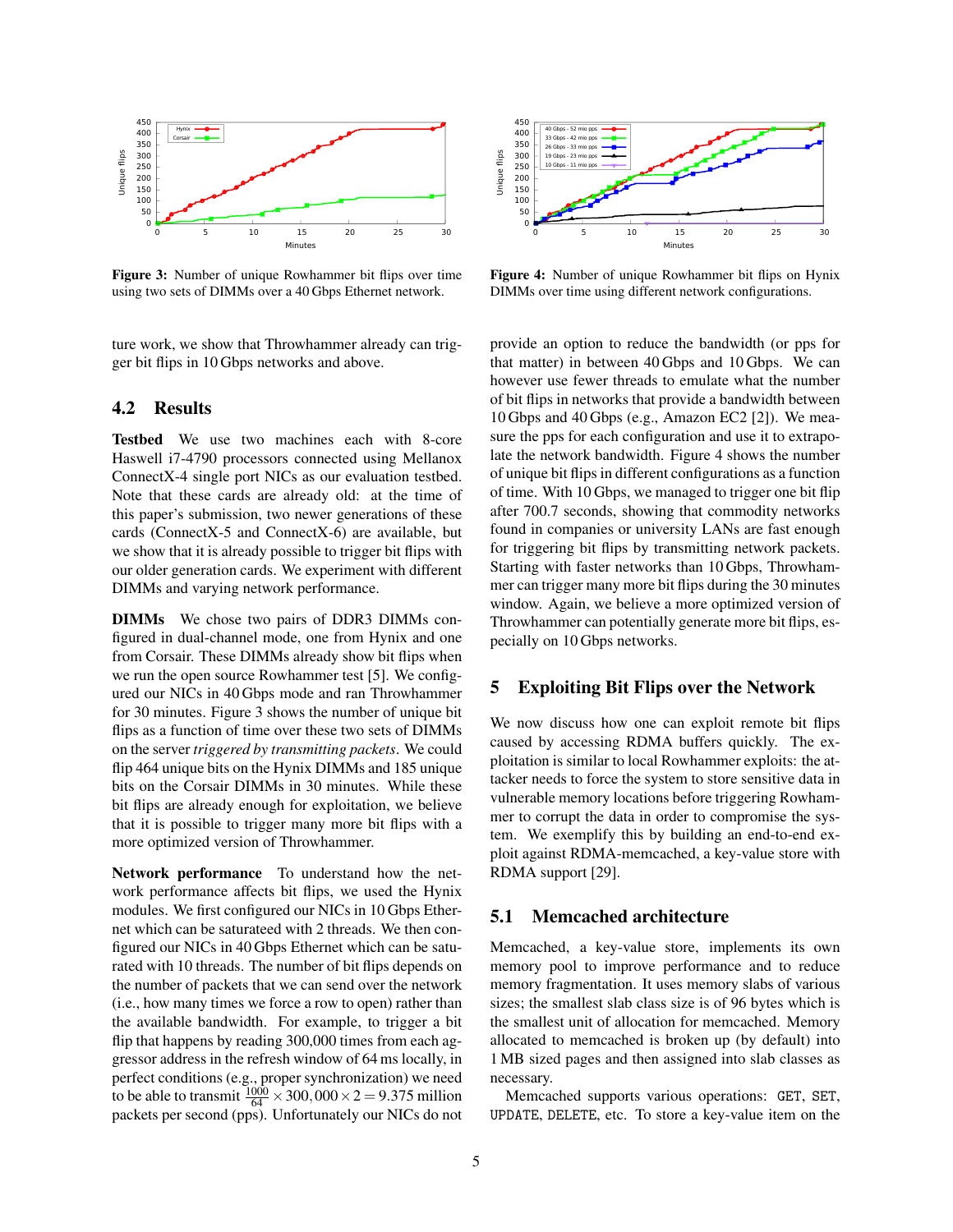Figure 3: Number of unique Rowhammer bit flips over time using two sets of DIMMs over a 40 Gbps Ethernet network.

Figure 4: Number of unique Rowhammer bit flips on Hynix DIMMs over time using different network configurations.

ture work, we show that Throwhammer already can trigger bit flips in 10 Gbps networks and above.

## 4.2 Results

**Testbed** We use two machines each with 8-core Haswell i7-4790 processors connected using Mellanox ConnectX-4 single port NICs as our evaluation testbed. Note that these cards are already old: at the time of this paper's submission, two newer generations of these cards (ConnectX-5 and ConnectX-6) are available, but we show that it is already possible to trigger bit flips with our older generation cards. We experiment with different DIMMs and varying network performance.

**DIMMs** We chose two pairs of DDR3 DIMMs configured in dual-channel mode, one from Hynix and one from Corsair. These DIMMs already show bit flips when we run the open source Rowhammer test [5]. We configured our NICs in 40 Gbps mode and ran Throwhammer for 30 minutes. Figure 3 shows the number of unique bit flips as a function of time over these two sets of DIMMs on the server *triggered by transmitting packets*. We could flip 464 unique bits on the Hynix DIMMs and 185 unique bits on the Corsair DIMMs in 30 minutes. While these bit flips are already enough for exploitation, we believe that it is possible to trigger many more bit flips with a more optimized version of Throwhammer.

**Network performance** To understand how the network performance affects bit flips, we used the Hynix modules. We first configured our NICs in 10 Gbps Ethernet which can be saturateed with 2 threads. We then configured our NICs in 40 Gbps Ethernet which can be saturated with 10 threads. The number of bit flips depends on the number of packets that we can send over the network (i.e., how many times we force a row to open) rather than the available bandwidth. For example, to trigger a bit flip that happens by reading 300,000 times from each aggressor address in the refresh window of 64 ms locally, in perfect conditions (e.g., proper synchronization) we need to be able to transmit $\frac{1000}{64} \times 300,000 \times 2 = 9.375$ million packets per second (pps). Unfortunately our NICs do not provide an option to reduce the bandwidth (or pps for that matter) in between 40 Gbps and 10 Gbps. We can however use fewer threads to emulate what the number of bit flips in networks that provide a bandwidth between 10 Gbps and 40 Gbps (e.g., Amazon EC2 [2]). We measure the pps for each configuration and use it to extrapolate the network bandwidth. Figure 4 shows the number of unique bit flips in different configurations as a function of time. With 10 Gbps, we managed to trigger one bit flip after 700.7 seconds, showing that commodity networks found in companies or university LANs are fast enough for triggering bit flips by transmitting network packets. Starting with faster networks than 10 Gbps, Throwhammer can trigger many more bit flips during the 30 minutes window. Again, we believe a more optimized version of Throwhammer can potentially generate more bit flips, especially on 10 Gbps networks.

# 5 Exploiting Bit Flips over the Network

We now discuss how one can exploit remote bit flips caused by accessing RDMA buffers quickly. The exploitation is similar to local Rowhammer exploits: the attacker needs to force the system to store sensitive data in vulnerable memory locations before triggering Rowhammer to corrupt the data in order to compromise the system. We exemplify this by building an end-to-end exploit against RDMA-memcached, a key-value store with RDMA support [29].

## 5.1 Memcached architecture

Memcached, a key-value store, implements its own memory pool to improve performance and to reduce memory fragmentation. It uses memory slabs of various sizes; the smallest slab class size is of 96 bytes which is the smallest unit of allocation for memcached. Memory allocated to memcached is broken up (by default) into 1 MB sized pages and then assigned into slab classes as necessary.

Memcached supports various operations: `GET`, `SET`, `UPDATE`, `DELETE`, etc. To store a key-value item on the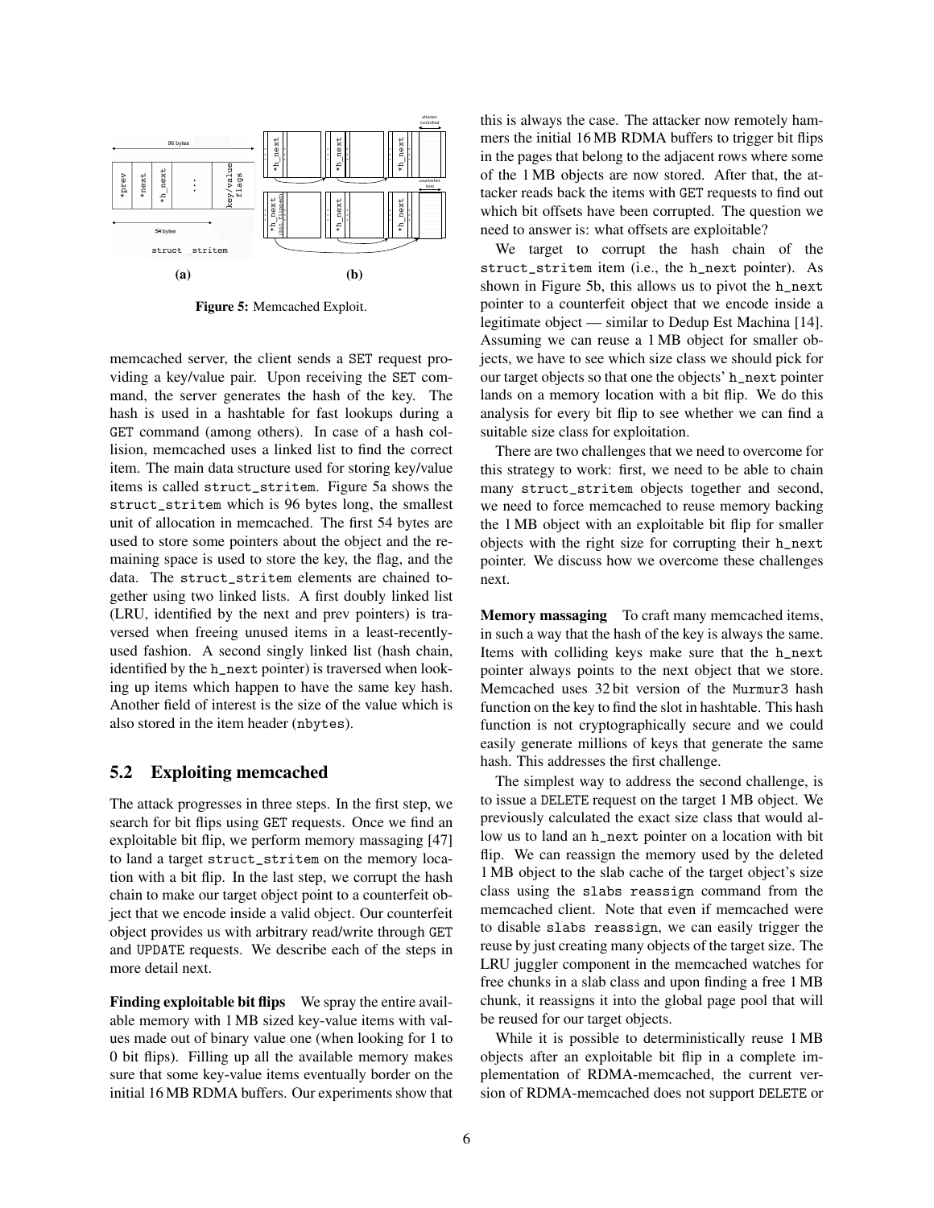Figure 5: Memcached Exploit.

memcached server, the client sends a SET request providing a key/value pair. Upon receiving the SET command, the server generates the hash of the key. The hash is used in a hashtable for fast lookups during a GET command (among others). In case of a hash collision, memcached uses a linked list to find the correct item. The main data structure used for storing key/value items is called struct_stritem. Figure 5a shows the struct_stritem which is 96 bytes long, the smallest unit of allocation in memcached. The first 54 bytes are used to store some pointers about the object and the remaining space is used to store the key, the flag, and the data. The struct_stritem elements are chained together using two linked lists. A first doubly linked list (LRU, identified by the next and prev pointers) is traversed when freeing unused items in a least-recently-used fashion. A second singly linked list (hash chain, identified by the h_next pointer) is traversed when looking up items which happen to have the same key hash. Another field of interest is the size of the value which is also stored in the item header (nbytes).

## 5.2 Exploiting memcached

The attack progresses in three steps. In the first step, we search for bit flips using GET requests. Once we find an exploitable bit flip, we perform memory massaging [47] to land a target struct_stritem on the memory location with a bit flip. In the last step, we corrupt the hash chain to make our target object point to a counterfeit object that we encode inside a valid object. Our counterfeit object provides us with arbitrary read/write through GET and UPDATE requests. We describe each of the steps in more detail next.

**Finding exploitable bit flips** We spray the entire available memory with 1 MB sized key-value items with values made out of binary value one (when looking for 1 to 0 bit flips). Filling up all the available memory makes sure that some key-value items eventually border on the initial 16 MB RDMA buffers. Our experiments show that this is always the case. The attacker now remotely hammers the initial 16 MB RDMA buffers to trigger bit flips in the pages that belong to the adjacent rows where some of the 1 MB objects are now stored. After that, the attacker reads back the items with GET requests to find out which bit offsets have been corrupted. The question we need to answer is: what offsets are exploitable?

We target to corrupt the hash chain of the struct_stritem item (i.e., the h_next pointer). As shown in Figure 5b, this allows us to pivot the h_next pointer to a counterfeit object that we encode inside a legitimate object — similar to Dedup Est Machina [14]. Assuming we can reuse a 1 MB object for smaller objects, we have to see which size class we should pick for our target objects so that one the objects' h_next pointer lands on a memory location with a bit flip. We do this analysis for every bit flip to see whether we can find a suitable size class for exploitation.

There are two challenges that we need to overcome for this strategy to work: first, we need to be able to chain many struct_stritem objects together and second, we need to force memcached to reuse memory backing the 1 MB object with an exploitable bit flip for smaller objects with the right size for corrupting their h_next pointer. We discuss how we overcome these challenges next.

**Memory massaging** To craft many memcached items, in such a way that the hash of the key is always the same. Items with colliding keys make sure that the h_next pointer always points to the next object that we store. Memcached uses 32 bit version of the Murmur3 hash function on the key to find the slot in hashtable. This hash function is not cryptographically secure and we could easily generate millions of keys that generate the same hash. This addresses the first challenge.

The simplest way to address the second challenge, is to issue a DELETE request on the target 1 MB object. We previously calculated the exact size class that would allow us to land an h_next pointer on a location with bit flip. We can reassign the memory used by the deleted 1 MB object to the slab cache of the target object's size class using the slabs reassign command from the memcached client. Note that even if memcached were to disable slabs reassign, we can easily trigger the reuse by just creating many objects of the target size. The LRU juggler component in the memcached watches for free chunks in a slab class and upon finding a free 1 MB chunk, it reassigns it into the global page pool that will be reused for our target objects.

While it is possible to deterministically reuse 1 MB objects after an exploitable bit flip in a complete implementation of RDMA-memcached, the current version of RDMA-memcached does not support DELETE or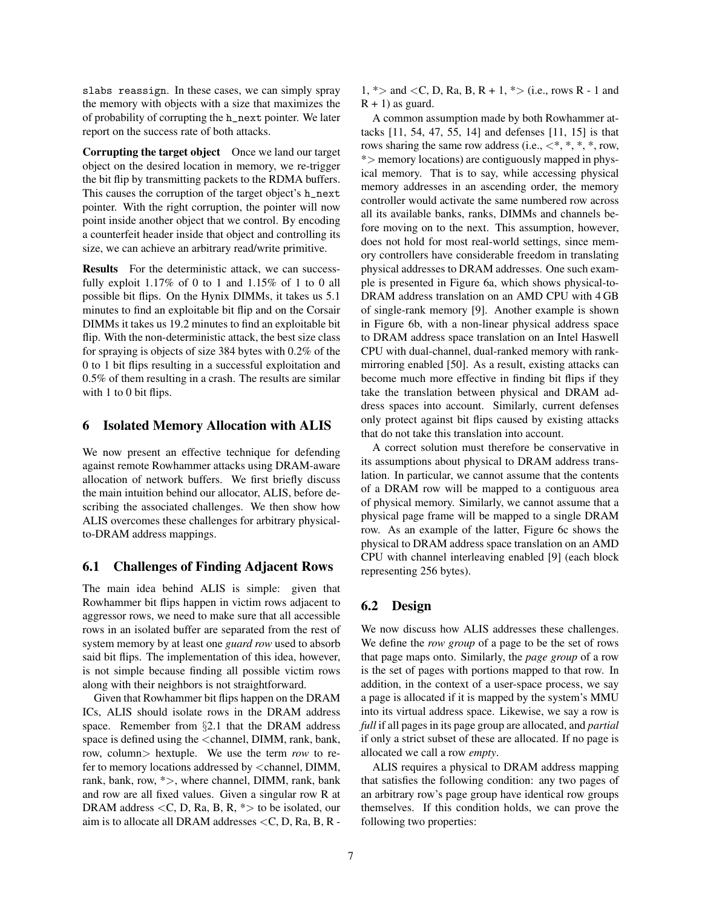slabs reassign. In these cases, we can simply spray the memory with objects with a size that maximizes the of probability of corrupting the h_next pointer. We later report on the success rate of both attacks.

**Corrupting the target object** Once we land our target object on the desired location in memory, we re-trigger the bit flip by transmitting packets to the RDMA buffers. This causes the corruption of the target object's h_next pointer. With the right corruption, the pointer will now point inside another object that we control. By encoding a counterfeit header inside that object and controlling its size, we can achieve an arbitrary read/write primitive.

**Results** For the deterministic attack, we can successfully exploit 1.17% of 0 to 1 and 1.15% of 1 to 0 all possible bit flips. On the Hynix DIMMs, it takes us 5.1 minutes to find an exploitable bit flip and on the Corsair DIMMs it takes us 19.2 minutes to find an exploitable bit flip. With the non-deterministic attack, the best size class for spraying is objects of size 384 bytes with 0.2% of the 0 to 1 bit flips resulting in a successful exploitation and 0.5% of them resulting in a crash. The results are similar with 1 to 0 bit flips.

## 6 Isolated Memory Allocation with ALIS

We now present an effective technique for defending against remote Rowhammer attacks using DRAM-aware allocation of network buffers. We first briefly discuss the main intuition behind our allocator, ALIS, before describing the associated challenges. We then show how ALIS overcomes these challenges for arbitrary physical-to-DRAM address mappings.

### 6.1 Challenges of Finding Adjacent Rows

The main idea behind ALIS is simple: given that Rowhammer bit flips happen in victim rows adjacent to aggressor rows, we need to make sure that all accessible rows in an isolated buffer are separated from the rest of system memory by at least one *guard row* used to absorb said bit flips. The implementation of this idea, however, is not simple because finding all possible victim rows along with their neighbors is not straightforward.

Given that Rowhammer bit flips happen on the DRAM ICs, ALIS should isolate rows in the DRAM address space. Remember from §2.1 that the DRAM address space is defined using the <channel, DIMM, rank, bank, row, column> hextuple. We use the term *row* to refer to memory locations addressed by <channel, DIMM, rank, bank, row, *>, where channel, DIMM, rank, bank and row are all fixed values. Given a singular row R at DRAM address <C, D, Ra, B, R, *> to be isolated, our aim is to allocate all DRAM addresses <C, D, Ra, B, R - 1, *> and <C, D, Ra, B, R + 1, *> (i.e., rows R - 1 and R + 1) as guard.

A common assumption made by both Rowhammer attacks [11, 54, 47, 55, 14] and defenses [11, 15] is that rows sharing the same row address (i.e., <*, *, *, *, row, *> memory locations) are contiguously mapped in physical memory. That is to say, while accessing physical memory addresses in an ascending order, the memory controller would activate the same numbered row across all its available banks, ranks, DIMMs and channels before moving on to the next. This assumption, however, does not hold for most real-world settings, since memory controllers have considerable freedom in translating physical addresses to DRAM addresses. One such example is presented in Figure 6a, which shows physical-to-DRAM address translation on an AMD CPU with 4 GB of single-rank memory [9]. Another example is shown in Figure 6b, with a non-linear physical address space to DRAM address space translation on an Intel Haswell CPU with dual-channel, dual-ranked memory with rank-mirroring enabled [50]. As a result, existing attacks can become much more effective in finding bit flips if they take the translation between physical and DRAM address spaces into account. Similarly, current defenses only protect against bit flips caused by existing attacks that do not take this translation into account.

A correct solution must therefore be conservative in its assumptions about physical to DRAM address translation. In particular, we cannot assume that the contents of a DRAM row will be mapped to a contiguous area of physical memory. Similarly, we cannot assume that a physical page frame will be mapped to a single DRAM row. As an example of the latter, Figure 6c shows the physical to DRAM address space translation on an AMD CPU with channel interleaving enabled [9] (each block representing 256 bytes).

### 6.2 Design

We now discuss how ALIS addresses these challenges. We define the *row group* of a page to be the set of rows that page maps onto. Similarly, the *page group* of a row is the set of pages with portions mapped to that row. In addition, in the context of a user-space process, we say a page is allocated if it is mapped by the system's MMU into its virtual address space. Likewise, we say a row is *full* if all pages in its page group are allocated, and *partial* if only a strict subset of these are allocated. If no page is allocated we call a row *empty*.

ALIS requires a physical to DRAM address mapping that satisfies the following condition: any two pages of an arbitrary row's page group have identical row groups themselves. If this condition holds, we can prove the following two properties: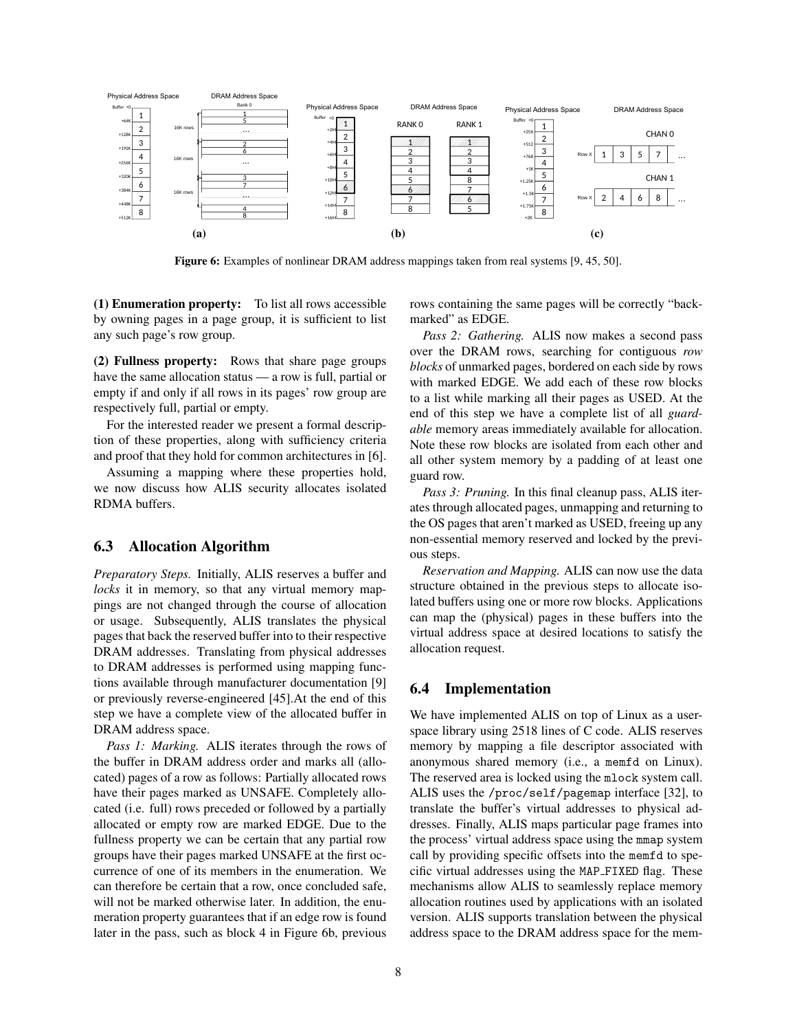Figure 6: Examples of nonlinear DRAM address mappings taken from real systems [9, 45, 50].

**(1) Enumeration property:** To list all rows accessible by owning pages in a page group, it is sufficient to list any such page's row group.

**(2) Fullness property:** Rows that share page groups have the same allocation status — a row is full, partial or empty if and only if all rows in its pages' row group are respectively full, partial or empty.

For the interested reader we present a formal description of these properties, along with sufficiency criteria and proof that they hold for common architectures in [6].

Assuming a mapping where these properties hold, we now discuss how ALIS security allocates isolated RDMA buffers.

### 6.3 Allocation Algorithm

*Preparatory Steps.* Initially, ALIS reserves a buffer and *locks* it in memory, so that any virtual memory mappings are not changed through the course of allocation or usage. Subsequently, ALIS translates the physical pages that back the reserved buffer into to their respective DRAM addresses. Translating from physical addresses to DRAM addresses is performed using mapping functions available through manufacturer documentation [9] or previously reverse-engineered [45].At the end of this step we have a complete view of the allocated buffer in DRAM address space.

*Pass 1: Marking.* ALIS iterates through the rows of the buffer in DRAM address order and marks all (allocated) pages of a row as follows: Partially allocated rows have their pages marked as UNSAFE. Completely allocated (i.e. full) rows preceded or followed by a partially allocated or empty row are marked EDGE. Due to the fullness property we can be certain that any partial row groups have their pages marked UNSAFE at the first occurrence of one of its members in the enumeration. We can therefore be certain that a row, once concluded safe, will not be marked otherwise later. In addition, the enumeration property guarantees that if an edge row is found later in the pass, such as block 4 in Figure 6b, previous rows containing the same pages will be correctly "back-marked" as EDGE.

*Pass 2: Gathering.* ALIS now makes a second pass over the DRAM rows, searching for contiguous *row blocks* of unmarked pages, bordered on each side by rows with marked EDGE. We add each of these row blocks to a list while marking all their pages as USED. At the end of this step we have a complete list of all *guardable* memory areas immediately available for allocation. Note these row blocks are isolated from each other and all other system memory by a padding of at least one guard row.

*Pass 3: Pruning.* In this final cleanup pass, ALIS iterates through allocated pages, unmapping and returning to the OS pages that aren't marked as USED, freeing up any non-essential memory reserved and locked by the previous steps.

*Reservation and Mapping.* ALIS can now use the data structure obtained in the previous steps to allocate isolated buffers using one or more row blocks. Applications can map the (physical) pages in these buffers into the virtual address space at desired locations to satisfy the allocation request.

### 6.4 Implementation

We have implemented ALIS on top of Linux as a user-space library using 2518 lines of C code. ALIS reserves memory by mapping a file descriptor associated with anonymous shared memory (i.e., a `memfd` on Linux). The reserved area is locked using the `mlock` system call. ALIS uses the `/proc/self/pagemap` interface [32], to translate the buffer's virtual addresses to physical addresses. Finally, ALIS maps particular page frames into the process' virtual address space using the `mmap` system call by providing specific offsets into the `memfd` to specific virtual addresses using the `MAP_FIXED` flag. These mechanisms allow ALIS to seamlessly replace memory allocation routines used by applications with an isolated version. ALIS supports translation between the physical address space to the DRAM address space for the mem-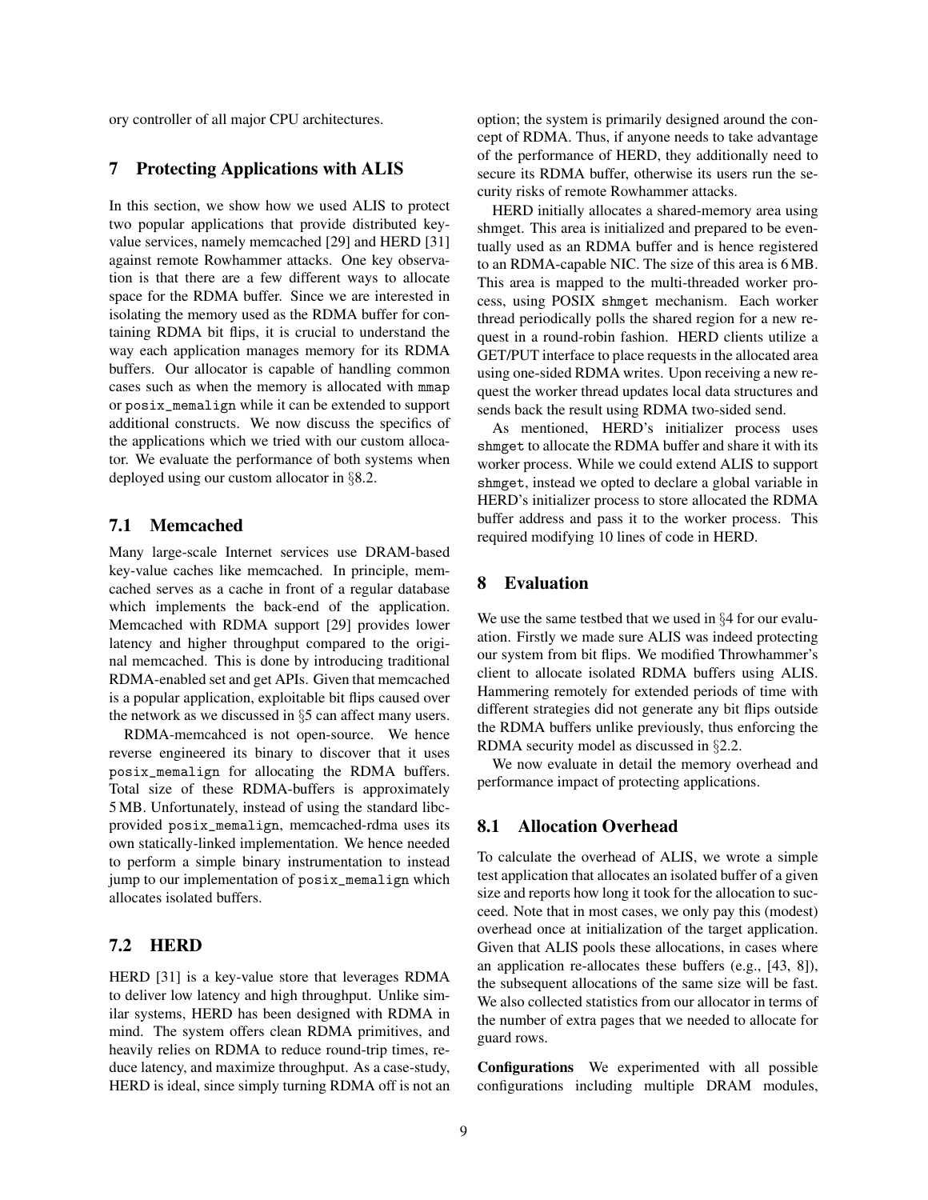ory controller of all major CPU architectures.

## 7 Protecting Applications with ALIS

In this section, we show how we used ALIS to protect two popular applications that provide distributed key-value services, namely memcached [29] and HERD [31] against remote Rowhammer attacks. One key observation is that there are a few different ways to allocate space for the RDMA buffer. Since we are interested in isolating the memory used as the RDMA buffer for containing RDMA bit flips, it is crucial to understand the way each application manages memory for its RDMA buffers. Our allocator is capable of handling common cases such as when the memory is allocated with `mmap` or `posix_memalign` while it can be extended to support additional constructs. We now discuss the specifics of the applications which we tried with our custom allocator. We evaluate the performance of both systems when deployed using our custom allocator in §8.2.

### 7.1 Memcached

Many large-scale Internet services use DRAM-based key-value caches like memcached. In principle, memcached serves as a cache in front of a regular database which implements the back-end of the application. Memcached with RDMA support [29] provides lower latency and higher throughput compared to the original memcached. This is done by introducing traditional RDMA-enabled set and get APIs. Given that memcached is a popular application, exploitable bit flips caused over the network as we discussed in §5 can affect many users.

RDMA-memcahced is not open-source. We hence reverse engineered its binary to discover that it uses `posix_memalign` for allocating the RDMA buffers. Total size of these RDMA-buffers is approximately 5 MB. Unfortunately, instead of using the standard libc-provided `posix_memalign`, memcached-rdma uses its own statically-linked implementation. We hence needed to perform a simple binary instrumentation to instead jump to our implementation of `posix_memalign` which allocates isolated buffers.

### 7.2 HERD

HERD [31] is a key-value store that leverages RDMA to deliver low latency and high throughput. Unlike similar systems, HERD has been designed with RDMA in mind. The system offers clean RDMA primitives, and heavily relies on RDMA to reduce round-trip times, reduce latency, and maximize throughput. As a case-study, HERD is ideal, since simply turning RDMA off is not an option; the system is primarily designed around the concept of RDMA. Thus, if anyone needs to take advantage of the performance of HERD, they additionally need to secure its RDMA buffer, otherwise its users run the security risks of remote Rowhammer attacks.

HERD initially allocates a shared-memory area using shmget. This area is initialized and prepared to be eventually used as an RDMA buffer and is hence registered to an RDMA-capable NIC. The size of this area is 6 MB. This area is mapped to the multi-threaded worker process, using POSIX `shmget` mechanism. Each worker thread periodically polls the shared region for a new request in a round-robin fashion. HERD clients utilize a GET/PUT interface to place requests in the allocated area using one-sided RDMA writes. Upon receiving a new request the worker thread updates local data structures and sends back the result using RDMA two-sided send.

As mentioned, HERD's initializer process uses `shmget` to allocate the RDMA buffer and share it with its worker process. While we could extend ALIS to support `shmget`, instead we opted to declare a global variable in HERD's initializer process to store allocated the RDMA buffer address and pass it to the worker process. This required modifying 10 lines of code in HERD.

## 8 Evaluation

We use the same testbed that we used in §4 for our evaluation. Firstly we made sure ALIS was indeed protecting our system from bit flips. We modified Throwhammer's client to allocate isolated RDMA buffers using ALIS. Hammering remotely for extended periods of time with different strategies did not generate any bit flips outside the RDMA buffers unlike previously, thus enforcing the RDMA security model as discussed in §2.2.

We now evaluate in detail the memory overhead and performance impact of protecting applications.

### 8.1 Allocation Overhead

To calculate the overhead of ALIS, we wrote a simple test application that allocates an isolated buffer of a given size and reports how long it took for the allocation to succeed. Note that in most cases, we only pay this (modest) overhead once at initialization of the target application. Given that ALIS pools these allocations, in cases where an application re-allocates these buffers (e.g., [43, 8]), the subsequent allocations of the same size will be fast. We also collected statistics from our allocator in terms of the number of extra pages that we needed to allocate for guard rows.

**Configurations** We experimented with all possible configurations including multiple DRAM modules,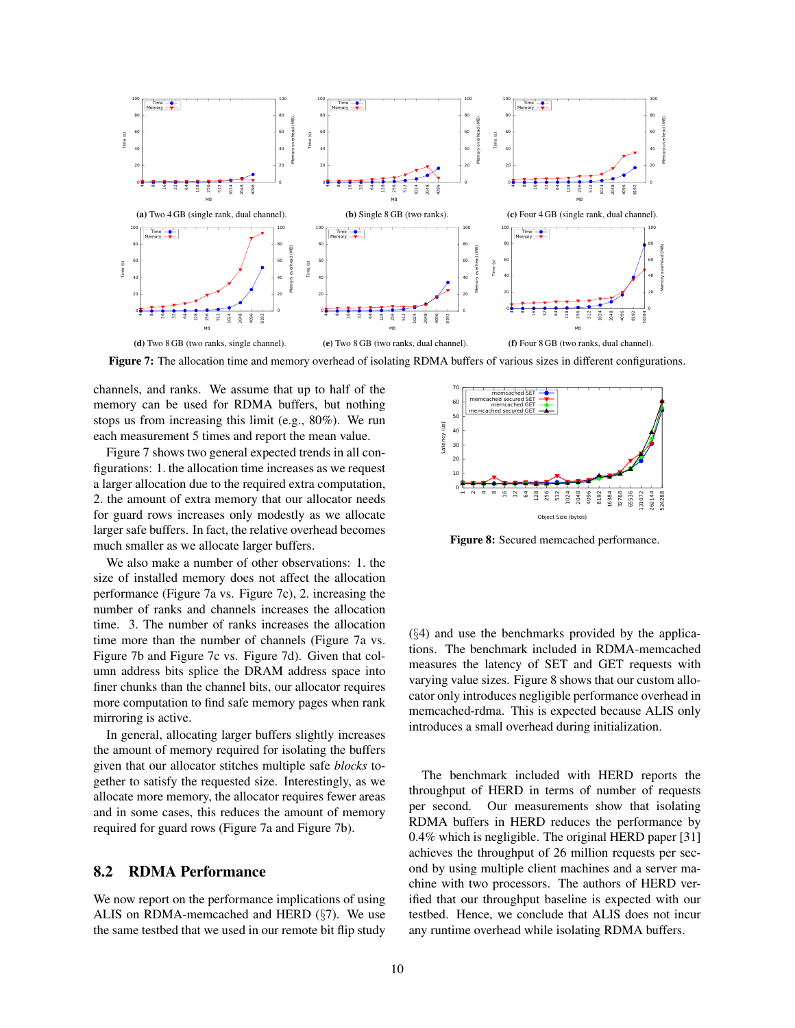(a) Two 4 GB (single rank, dual channel).

(b) Single 8 GB (two ranks).

(c) Four 4 GB (single rank, dual channel).

(d) Two 8 GB (two ranks, single channel).

(e) Two 8 GB (two ranks, dual channel).

(f) Four 8 GB (two ranks, dual channel).

**Figure 7:** The allocation time and memory overhead of isolating RDMA buffers of various sizes in different configurations.

channels, and ranks. We assume that up to half of the memory can be used for RDMA buffers, but nothing stops us from increasing this limit (e.g., 80%). We run each measurement 5 times and report the mean value.

Figure 7 shows two general expected trends in all configurations: 1. the allocation time increases as we request a larger allocation due to the required extra computation, 2. the amount of extra memory that our allocator needs for guard rows increases only modestly as we allocate larger safe buffers. In fact, the relative overhead becomes much smaller as we allocate larger buffers.

We also make a number of other observations: 1. the size of installed memory does not affect the allocation performance (Figure 7a vs. Figure 7c), 2. increasing the number of ranks and channels increases the allocation time. 3. The number of ranks increases the allocation time more than the number of channels (Figure 7a vs. Figure 7b and Figure 7c vs. Figure 7d). Given that column address bits splice the DRAM address space into finer chunks than the channel bits, our allocator requires more computation to find safe memory pages when rank mirroring is active.

In general, allocating larger buffers slightly increases the amount of memory required for isolating the buffers given that our allocator stitches multiple safe *blocks* together to satisfy the requested size. Interestingly, as we allocate more memory, the allocator requires fewer areas and in some cases, this reduces the amount of memory required for guard rows (Figure 7a and Figure 7b).

## 8.2 RDMA Performance

We now report on the performance implications of using ALIS on RDMA-memcached and HERD (§7). We use the same testbed that we used in our remote bit flip study

**Figure 8:** Secured memcached performance.

(§4) and use the benchmarks provided by the applications. The benchmark included in RDMA-memcached measures the latency of SET and GET requests with varying value sizes. Figure 8 shows that our custom allocator only introduces negligible performance overhead in memcached-rdma. This is expected because ALIS only introduces a small overhead during initialization.

The benchmark included with HERD reports the throughput of HERD in terms of number of requests per second. Our measurements show that isolating RDMA buffers in HERD reduces the performance by 0.4% which is negligible. The original HERD paper [31] achieves the throughput of 26 million requests per second by using multiple client machines and a server machine with two processors. The authors of HERD verified that our throughput baseline is expected with our testbed. Hence, we conclude that ALIS does not incur any runtime overhead while isolating RDMA buffers.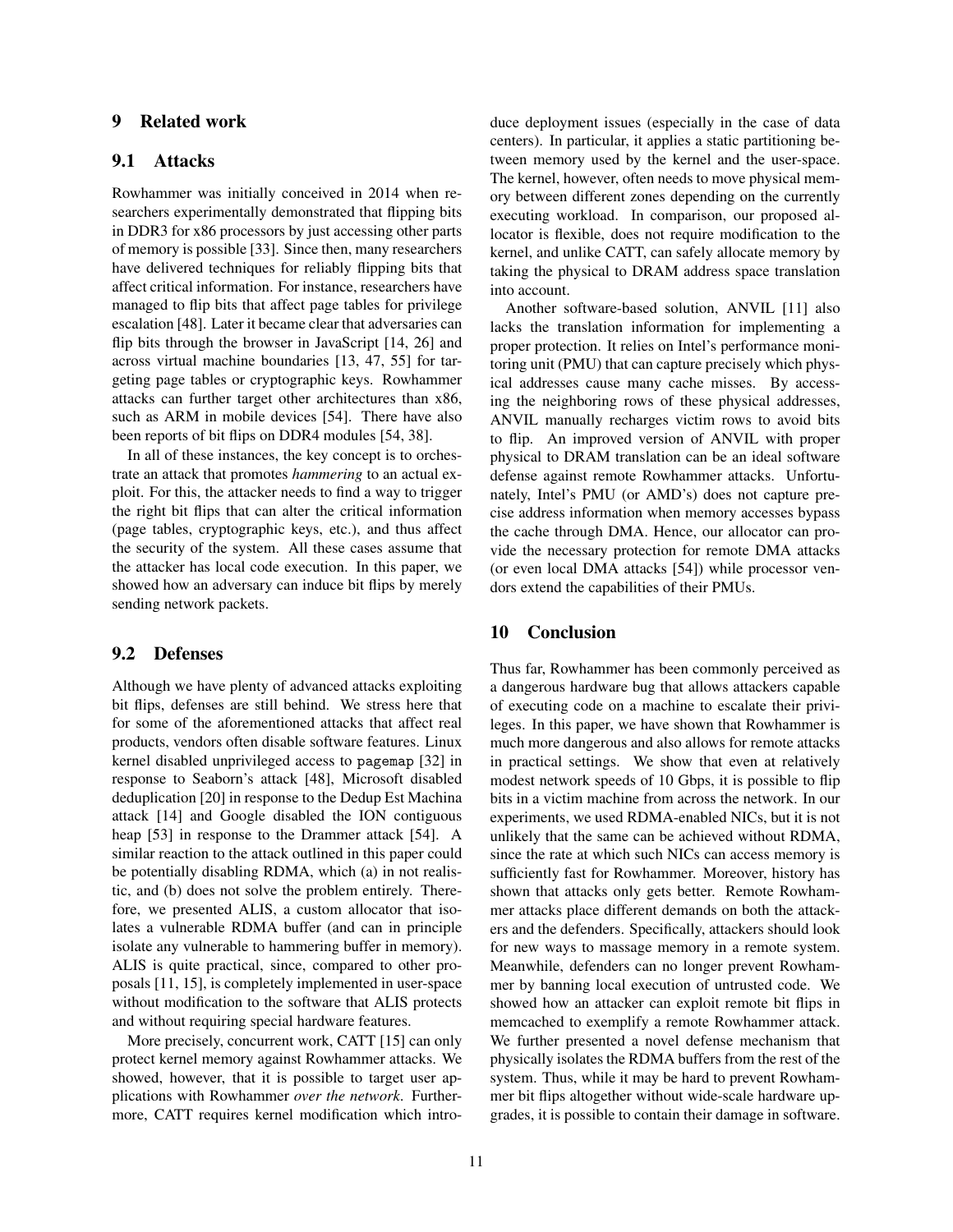## 9 Related work

### 9.1 Attacks

Rowhammer was initially conceived in 2014 when researchers experimentally demonstrated that flipping bits in DDR3 for x86 processors by just accessing other parts of memory is possible [33]. Since then, many researchers have delivered techniques for reliably flipping bits that affect critical information. For instance, researchers have managed to flip bits that affect page tables for privilege escalation [48]. Later it became clear that adversaries can flip bits through the browser in JavaScript [14, 26] and across virtual machine boundaries [13, 47, 55] for targeting page tables or cryptographic keys. Rowhammer attacks can further target other architectures than x86, such as ARM in mobile devices [54]. There have also been reports of bit flips on DDR4 modules [54, 38].

In all of these instances, the key concept is to orchestrate an attack that promotes *hammering* to an actual exploit. For this, the attacker needs to find a way to trigger the right bit flips that can alter the critical information (page tables, cryptographic keys, etc.), and thus affect the security of the system. All these cases assume that the attacker has local code execution. In this paper, we showed how an adversary can induce bit flips by merely sending network packets.

### 9.2 Defenses

Although we have plenty of advanced attacks exploiting bit flips, defenses are still behind. We stress here that for some of the aforementioned attacks that affect real products, vendors often disable software features. Linux kernel disabled unprivileged access to `pagemap` [32] in response to Seaborn's attack [48], Microsoft disabled deduplication [20] in response to the Dedup Est Machina attack [14] and Google disabled the ION contiguous heap [53] in response to the Drammer attack [54]. A similar reaction to the attack outlined in this paper could be potentially disabling RDMA, which (a) in not realistic, and (b) does not solve the problem entirely. Therefore, we presented ALIS, a custom allocator that isolates a vulnerable RDMA buffer (and can in principle isolate any vulnerable to hammering buffer in memory). ALIS is quite practical, since, compared to other proposals [11, 15], is completely implemented in user-space without modification to the software that ALIS protects and without requiring special hardware features.

More precisely, concurrent work, CATT [15] can only protect kernel memory against Rowhammer attacks. We showed, however, that it is possible to target user applications with Rowhammer *over the network*. Furthermore, CATT requires kernel modification which introduce deployment issues (especially in the case of data centers). In particular, it applies a static partitioning between memory used by the kernel and the user-space. The kernel, however, often needs to move physical memory between different zones depending on the currently executing workload. In comparison, our proposed allocator is flexible, does not require modification to the kernel, and unlike CATT, can safely allocate memory by taking the physical to DRAM address space translation into account.

Another software-based solution, ANVIL [11] also lacks the translation information for implementing a proper protection. It relies on Intel's performance monitoring unit (PMU) that can capture precisely which physical addresses cause many cache misses. By accessing the neighboring rows of these physical addresses, ANVIL manually recharges victim rows to avoid bits to flip. An improved version of ANVIL with proper physical to DRAM translation can be an ideal software defense against remote Rowhammer attacks. Unfortunately, Intel's PMU (or AMD's) does not capture precise address information when memory accesses bypass the cache through DMA. Hence, our allocator can provide the necessary protection for remote DMA attacks (or even local DMA attacks [54]) while processor vendors extend the capabilities of their PMUs.

## 10 Conclusion

Thus far, Rowhammer has been commonly perceived as a dangerous hardware bug that allows attackers capable of executing code on a machine to escalate their privileges. In this paper, we have shown that Rowhammer is much more dangerous and also allows for remote attacks in practical settings. We show that even at relatively modest network speeds of 10 Gbps, it is possible to flip bits in a victim machine from across the network. In our experiments, we used RDMA-enabled NICs, but it is not unlikely that the same can be achieved without RDMA, since the rate at which such NICs can access memory is sufficiently fast for Rowhammer. Moreover, history has shown that attacks only gets better. Remote Rowhammer attacks place different demands on both the attackers and the defenders. Specifically, attackers should look for new ways to massage memory in a remote system. Meanwhile, defenders can no longer prevent Rowhammer by banning local execution of untrusted code. We showed how an attacker can exploit remote bit flips in memcached to exemplify a remote Rowhammer attack. We further presented a novel defense mechanism that physically isolates the RDMA buffers from the rest of the system. Thus, while it may be hard to prevent Rowhammer bit flips altogether without wide-scale hardware upgrades, it is possible to contain their damage in software.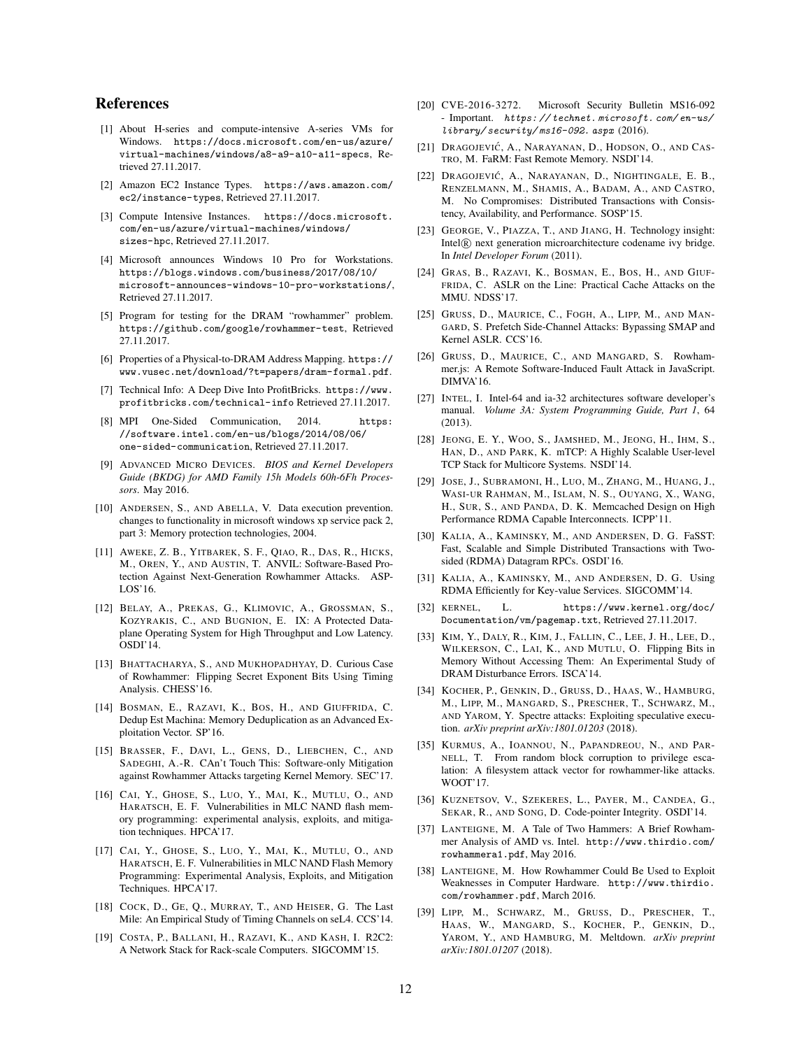## References

[1] About H-series and compute-intensive A-series VMs for Windows. https://docs.microsoft.com/en-us/azure/virtual-machines/windows/a8-a9-a10-a11-specs, Retrieved 27.11.2017.

[2] Amazon EC2 Instance Types. https://aws.amazon.com/ec2/instance-types, Retrieved 27.11.2017.

[3] Compute Intensive Instances. https://docs.microsoft.com/en-us/azure/virtual-machines/windows/sizes-hpc, Retrieved 27.11.2017.

[4] Microsoft announces Windows 10 Pro for Workstations. https://blogs.windows.com/business/2017/08/10/microsoft-announces-windows-10-pro-workstations/, Retrieved 27.11.2017.

[5] Program for testing for the DRAM "rowhammer" problem. https://github.com/google/rowhammer-test, Retrieved 27.11.2017.

[6] Properties of a Physical-to-DRAM Address Mapping. https://www.vusec.net/download/?t=papers/dram-formal.pdf.

[7] Technical Info: A Deep Dive Into ProfitBricks. https://www.profitbricks.com/technical-info Retrieved 27.11.2017.

[8] MPI One-Sided Communication, 2014. https://software.intel.com/en-us/blogs/2014/08/06/one-sided-communication, Retrieved 27.11.2017.

[9] ADVANCED MICRO DEVICES. *BIOS and Kernel Developers Guide (BKDG) for AMD Family 15h Models 60h-6Fh Processors*. May 2016.

[10] ANDERSEN, S., AND ABELLA, V. Data execution prevention. changes to functionality in microsoft windows xp service pack 2, part 3: Memory protection technologies, 2004.

[11] AWEKE, Z. B., YITBAREK, S. F., QIAO, R., DAS, R., HICKS, M., OREN, Y., AND AUSTIN, T. ANVIL: Software-Based Protection Against Next-Generation Rowhammer Attacks. ASPLOS'16.

[12] BELAY, A., PREKAS, G., KLIMOVIC, A., GROSSMAN, S., KOZYRAKIS, C., AND BUGNION, E. IX: A Protected Dataplane Operating System for High Throughput and Low Latency. OSDI'14.

[13] BHATTACHARYA, S., AND MUKHOPADHYAY, D. Curious Case of Rowhammer: Flipping Secret Exponent Bits Using Timing Analysis. CHESS'16.

[14] BOSMAN, E., RAZAVI, K., BOS, H., AND GIUFFRIDA, C. Dedup Est Machina: Memory Deduplication as an Advanced Exploitation Vector. SP'16.

[15] BRASSER, F., DAVI, L., GENS, D., LIEBCHEN, C., AND SADEGHI, A.-R. CAn't Touch This: Software-only Mitigation against Rowhammer Attacks targeting Kernel Memory. SEC'17.

[16] CAI, Y., GHOSE, S., LUO, Y., MAI, K., MUTLU, O., AND HARATSCH, E. F. Vulnerabilities in MLC NAND flash memory programming: experimental analysis, exploits, and mitigation techniques. HPCA'17.

[17] CAI, Y., GHOSE, S., LUO, Y., MAI, K., MUTLU, O., AND HARATSCH, E. F. Vulnerabilities in MLC NAND Flash Memory Programming: Experimental Analysis, Exploits, and Mitigation Techniques. HPCA'17.

[18] COCK, D., GE, Q., MURRAY, T., AND HEISER, G. The Last Mile: An Empirical Study of Timing Channels on seL4. CCS'14.

[19] COSTA, P., BALLANI, H., RAZAVI, K., AND KASH, I. R2C2: A Network Stack for Rack-scale Computers. SIGCOMM'15.

[20] CVE-2016-3272. Microsoft Security Bulletin MS16-092 - Important. *https://technet.microsoft.com/en-us/library/security/ms16-092.aspx* (2016).

[21] DRAGOJEVIĆ, A., NARAYANAN, D., HODSON, O., AND CASTRO, M. FaRM: Fast Remote Memory. NSDI'14.

[22] DRAGOJEVIĆ, A., NARAYANAN, D., NIGHTINGALE, E. B., RENZELMANN, M., SHAMIS, A., BADAM, A., AND CASTRO, M. No Compromises: Distributed Transactions with Consistency, Availability, and Performance. SOSP'15.

[23] GEORGE, V., PIAZZA, T., AND JIANG, H. Technology insight: Intel® next generation microarchitecture codename ivy bridge. In *Intel Developer Forum* (2011).

[24] GRAS, B., RAZAVI, K., BOSMAN, E., BOS, H., AND GIUFFRIDA, C. ASLR on the Line: Practical Cache Attacks on the MMU. NDSS'17.

[25] GRUSS, D., MAURICE, C., FOGH, A., LIPP, M., AND MANGARD, S. Prefetch Side-Channel Attacks: Bypassing SMAP and Kernel ASLR. CCS'16.

[26] GRUSS, D., MAURICE, C., AND MANGARD, S. Rowhammer.js: A Remote Software-Induced Fault Attack in JavaScript. DIMVA'16.

[27] INTEL, I. Intel-64 and ia-32 architectures software developer's manual. *Volume 3A: System Programming Guide, Part 1*, 64 (2013).

[28] JEONG, E. Y., WOO, S., JAMSHED, M., JEONG, H., IHM, S., HAN, D., AND PARK, K. mTCP: A Highly Scalable User-level TCP Stack for Multicore Systems. NSDI'14.

[29] JOSE, J., SUBRAMONI, H., LUO, M., ZHANG, M., HUANG, J., WASI-UR RAHMAN, M., ISLAM, N. S., OUYANG, X., WANG, H., SUR, S., AND PANDA, D. K. Memcached Design on High Performance RDMA Capable Interconnects. ICPP'11.

[30] KALIA, A., KAMINSKY, M., AND ANDERSEN, D. G. FaSST: Fast, Scalable and Simple Distributed Transactions with Two-sided (RDMA) Datagram RPCs. OSDI'16.

[31] KALIA, A., KAMINSKY, M., AND ANDERSEN, D. G. Using RDMA Efficiently for Key-value Services. SIGCOMM'14.

[32] KERNEL, L. https://www.kernel.org/doc/Documentation/vm/pagemap.txt, Retrieved 27.11.2017.

[33] KIM, Y., DALY, R., KIM, J., FALLIN, C., LEE, J. H., LEE, D., WILKERSON, C., LAI, K., AND MUTLU, O. Flipping Bits in Memory Without Accessing Them: An Experimental Study of DRAM Disturbance Errors. ISCA'14.

[34] KOCHER, P., GENKIN, D., GRUSS, D., HAAS, W., HAMBURG, M., LIPP, M., MANGARD, S., PRESCHER, T., SCHWARZ, M., AND YAROM, Y. Spectre attacks: Exploiting speculative execution. *arXiv preprint arXiv:1801.01203* (2018).

[35] KURMUS, A., IOANNOU, N., PAPANDREOU, N., AND PARNELL, T. From random block corruption to privilege escalation: A filesystem attack vector for rowhammer-like attacks. WOOT'17.

[36] KUZNETSOV, V., SZEKERES, L., PAYER, M., CANDEA, G., SEKAR, R., AND SONG, D. Code-pointer Integrity. OSDI'14.

[37] LANTEIGNE, M. A Tale of Two Hammers: A Brief Rowhammer Analysis of AMD vs. Intel. http://www.thirdio.com/rowhammera1.pdf, May 2016.

[38] LANTEIGNE, M. How Rowhammer Could Be Used to Exploit Weaknesses in Computer Hardware. http://www.thirdio.com/rowhammer.pdf, March 2016.

[39] LIPP, M., SCHWARZ, M., GRUSS, D., PRESCHER, T., HAAS, W., MANGARD, S., KOCHER, P., GENKIN, D., YAROM, Y., AND HAMBURG, M. Meltdown. *arXiv preprint arXiv:1801.01207* (2018).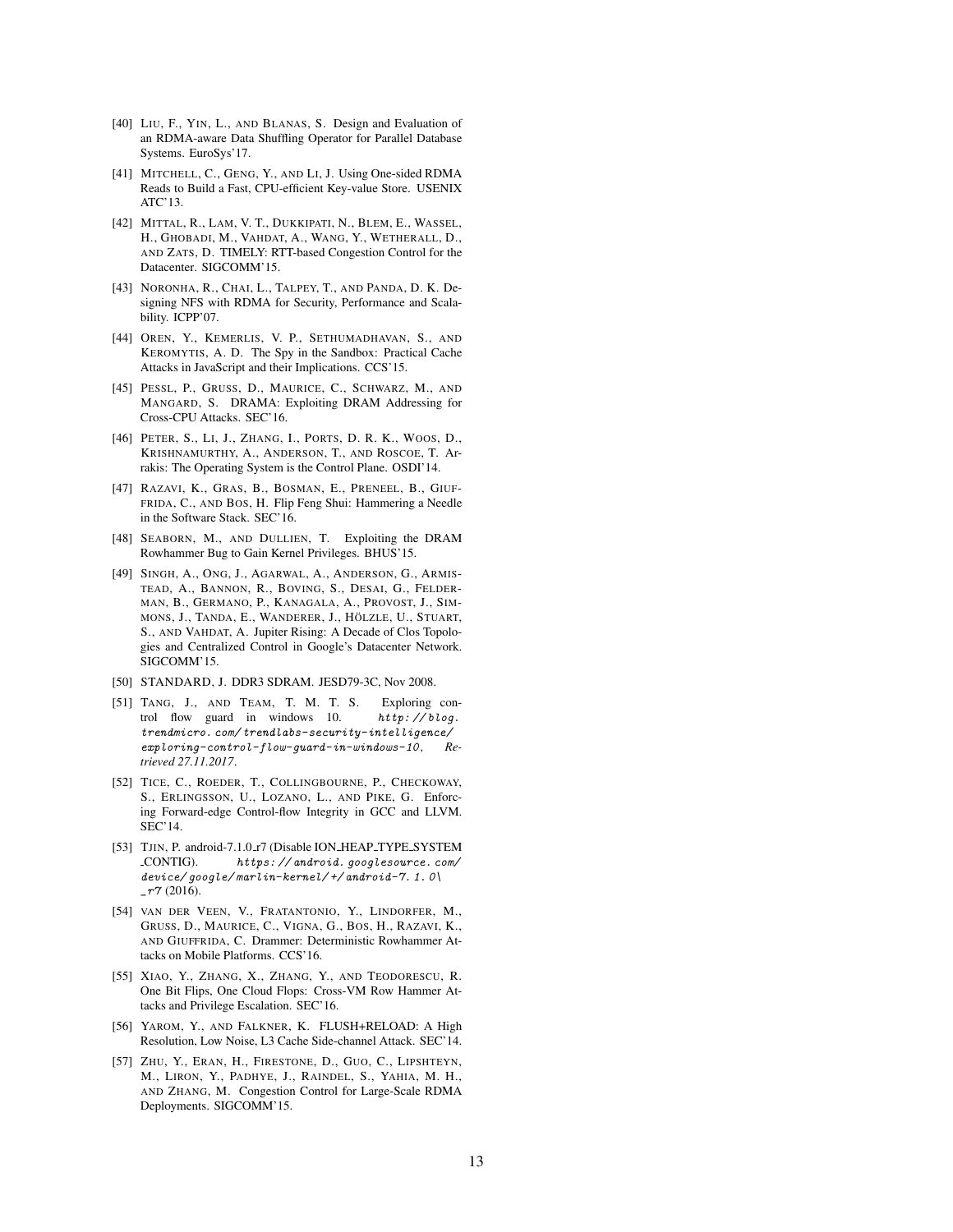[40] Liu, F., Yin, L., and Blanas, S. Design and Evaluation of an RDMA-aware Data Shuffling Operator for Parallel Database Systems. EuroSys'17.

[41] Mitchell, C., Geng, Y., and Li, J. Using One-sided RDMA Reads to Build a Fast, CPU-efficient Key-value Store. USENIX ATC'13.

[42] Mittal, R., Lam, V. T., Dukkipati, N., Blem, E., Wassel, H., Ghobadi, M., Vahdat, A., Wang, Y., Wetherall, D., and Zats, D. TIMELY: RTT-based Congestion Control for the Datacenter. SIGCOMM'15.

[43] Noronha, R., Chai, L., Talpey, T., and Panda, D. K. Designing NFS with RDMA for Security, Performance and Scalability. ICPP'07.

[44] Oren, Y., Kemerlis, V. P., Sethumadhavan, S., and Keromytis, A. D. The Spy in the Sandbox: Practical Cache Attacks in JavaScript and their Implications. CCS'15.

[45] Pessl, P., Gruss, D., Maurice, C., Schwarz, M., and Mangard, S. DRAMA: Exploiting DRAM Addressing for Cross-CPU Attacks. SEC'16.

[46] Peter, S., Li, J., Zhang, I., Ports, D. R. K., Woos, D., Krishnamurthy, A., Anderson, T., and Roscoe, T. Arrakis: The Operating System is the Control Plane. OSDI'14.

[47] Razavi, K., Gras, B., Bosman, E., Preneel, B., Giuffrida, C., and Bos, H. Flip Feng Shui: Hammering a Needle in the Software Stack. SEC'16.

[48] Seaborn, M., and Dullien, T. Exploiting the DRAM Rowhammer Bug to Gain Kernel Privileges. BHUS'15.

[49] Singh, A., Ong, J., Agarwal, A., Anderson, G., Armistead, A., Bannon, R., Boving, S., Desai, G., Felderman, B., Germano, P., Kanagala, A., Provost, J., Simmons, J., Tanda, E., Wanderer, J., Hölzle, U., Stuart, S., and Vahdat, A. Jupiter Rising: A Decade of Clos Topologies and Centralized Control in Google's Datacenter Network. SIGCOMM'15.

[50] STANDARD, J. DDR3 SDRAM. JESD79-3C, Nov 2008.

[51] Tang, J., and Team, T. M. T. S. Exploring control flow guard in windows 10. *http://blog.trendmicro.com/trendlabs-security-intelligence/exploring-control-flow-guard-in-windows-10*, *Retrieved 27.11.2017*.

[52] Tice, C., Roeder, T., Collingbourne, P., Checkoway, S., Erlingsson, U., Lozano, L., and Pike, G. Enforcing Forward-edge Control-flow Integrity in GCC and LLVM. SEC'14.

[53] Tjin, P. android-7.1.0_r7 (Disable ION_HEAP_TYPE_SYSTEM_CONTIG). *https://android.googlesource.com/device/google/marlin-kernel/+/android-7.1.0\_r7* (2016).

[54] van der Veen, V., Fratantonio, Y., Lindorfer, M., Gruss, D., Maurice, C., Vigna, G., Bos, H., Razavi, K., and Giuffrida, C. Drammer: Deterministic Rowhammer Attacks on Mobile Platforms. CCS'16.

[55] Xiao, Y., Zhang, X., Zhang, Y., and Teodorescu, R. One Bit Flips, One Cloud Flops: Cross-VM Row Hammer Attacks and Privilege Escalation. SEC'16.

[56] Yarom, Y., and Falkner, K. FLUSH+RELOAD: A High Resolution, Low Noise, L3 Cache Side-channel Attack. SEC'14.

[57] Zhu, Y., Eran, H., Firestone, D., Guo, C., Lipshteyn, M., Liron, Y., Padhye, J., Raindel, S., Yahia, M. H., and Zhang, M. Congestion Control for Large-Scale RDMA Deployments. SIGCOMM'15.